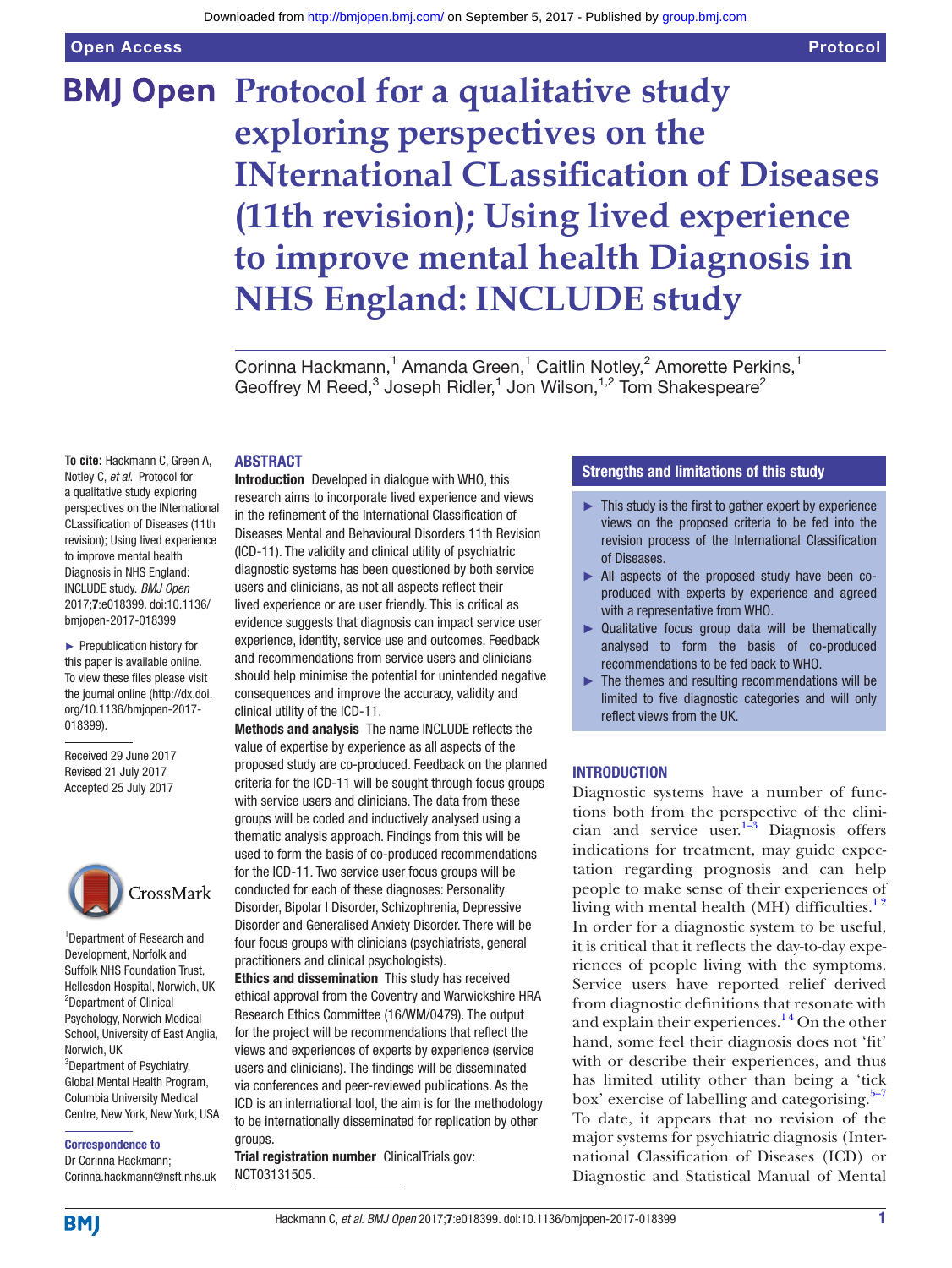# Protocol for a qualitative study exploring perspectives on the INternational CLassification of Diseases (11th revision); Using lived experience to improve mental health Diagnosis in NHS England: INCLUDE study

Corinna Hackmann,[1] Amanda Green,[1] Caitlin Notley,[2] Amorette Perkins,[1] Geoffrey M Reed,[3] Joseph Ridler,[1] Jon Wilson,[1,2] Tom Shakespeare[2]

**To cite:** Hackmann C, Green A, Notley C, *et al*. Protocol for a qualitative study exploring perspectives on the INternational CLassification of Diseases (11th revision); Using lived experience to improve mental health Diagnosis in NHS England: INCLUDE study. *BMJ Open* 2017;**7**:e018399. doi:10.1136/bmjopen-2017-018399

► Prepublication history for this paper is available online. To view these files please visit the journal online (http://dx.doi.org/10.1136/bmjopen-2017-018399).

Received 29 June 2017
Revised 21 July 2017
Accepted 25 July 2017

[1]Department of Research and Development, Norfolk and Suffolk NHS Foundation Trust, Hellesdon Hospital, Norwich, UK
[2]Department of Clinical Psychology, Norwich Medical School, University of East Anglia, Norwich, UK
[3]Department of Psychiatry, Global Mental Health Program, Columbia University Medical Centre, New York, New York, USA

**Correspondence to**
Dr Corinna Hackmann;
Corinna.hackmann@nsft.nhs.uk

## ABSTRACT

**Introduction** Developed in dialogue with WHO, this research aims to incorporate lived experience and views in the refinement of the International Classification of Diseases Mental and Behavioural Disorders 11th Revision (ICD-11). The validity and clinical utility of psychiatric diagnostic systems has been questioned by both service users and clinicians, as not all aspects reflect their lived experience or are user friendly. This is critical as evidence suggests that diagnosis can impact service user experience, identity, service use and outcomes. Feedback and recommendations from service users and clinicians should help minimise the potential for unintended negative consequences and improve the accuracy, validity and clinical utility of the ICD-11.

**Methods and analysis** The name INCLUDE reflects the value of expertise by experience as all aspects of the proposed study are co-produced. Feedback on the planned criteria for the ICD-11 will be sought through focus groups with service users and clinicians. The data from these groups will be coded and inductively analysed using a thematic analysis approach. Findings from this will be used to form the basis of co-produced recommendations for the ICD-11. Two service user focus groups will be conducted for each of these diagnoses: Personality Disorder, Bipolar I Disorder, Schizophrenia, Depressive Disorder and Generalised Anxiety Disorder. There will be four focus groups with clinicians (psychiatrists, general practitioners and clinical psychologists).

**Ethics and dissemination** This study has received ethical approval from the Coventry and Warwickshire HRA Research Ethics Committee (16/WM/0479). The output for the project will be recommendations that reflect the views and experiences of experts by experience (service users and clinicians). The findings will be disseminated via conferences and peer-reviewed publications. As the ICD is an international tool, the aim is for the methodology to be internationally disseminated for replication by other groups.

**Trial registration number** ClinicalTrials.gov: NCT03131505.

### Strengths and limitations of this study

- ► This study is the first to gather expert by experience views on the proposed criteria to be fed into the revision process of the International Classification of Diseases.
- ► All aspects of the proposed study have been co-produced with experts by experience and agreed with a representative from WHO.
- ► Qualitative focus group data will be thematically analysed to form the basis of co-produced recommendations to be fed back to WHO.
- ► The themes and resulting recommendations will be limited to five diagnostic categories and will only reflect views from the UK.

## INTRODUCTION

Diagnostic systems have a number of functions both from the perspective of the clinician and service user.[1–3] Diagnosis offers indications for treatment, may guide expectation regarding prognosis and can help people to make sense of their experiences of living with mental health (MH) difficulties.[1 2] In order for a diagnostic system to be useful, it is critical that it reflects the day-to-day experiences of people living with the symptoms. Service users have reported relief derived from diagnostic definitions that resonate with and explain their experiences.[1 4] On the other hand, some feel their diagnosis does not 'fit' with or describe their experiences, and thus has limited utility other than being a 'tick box' exercise of labelling and categorising.[5–7] To date, it appears that no revision of the major systems for psychiatric diagnosis (International Classification of Diseases (ICD) or Diagnostic and Statistical Manual of Mental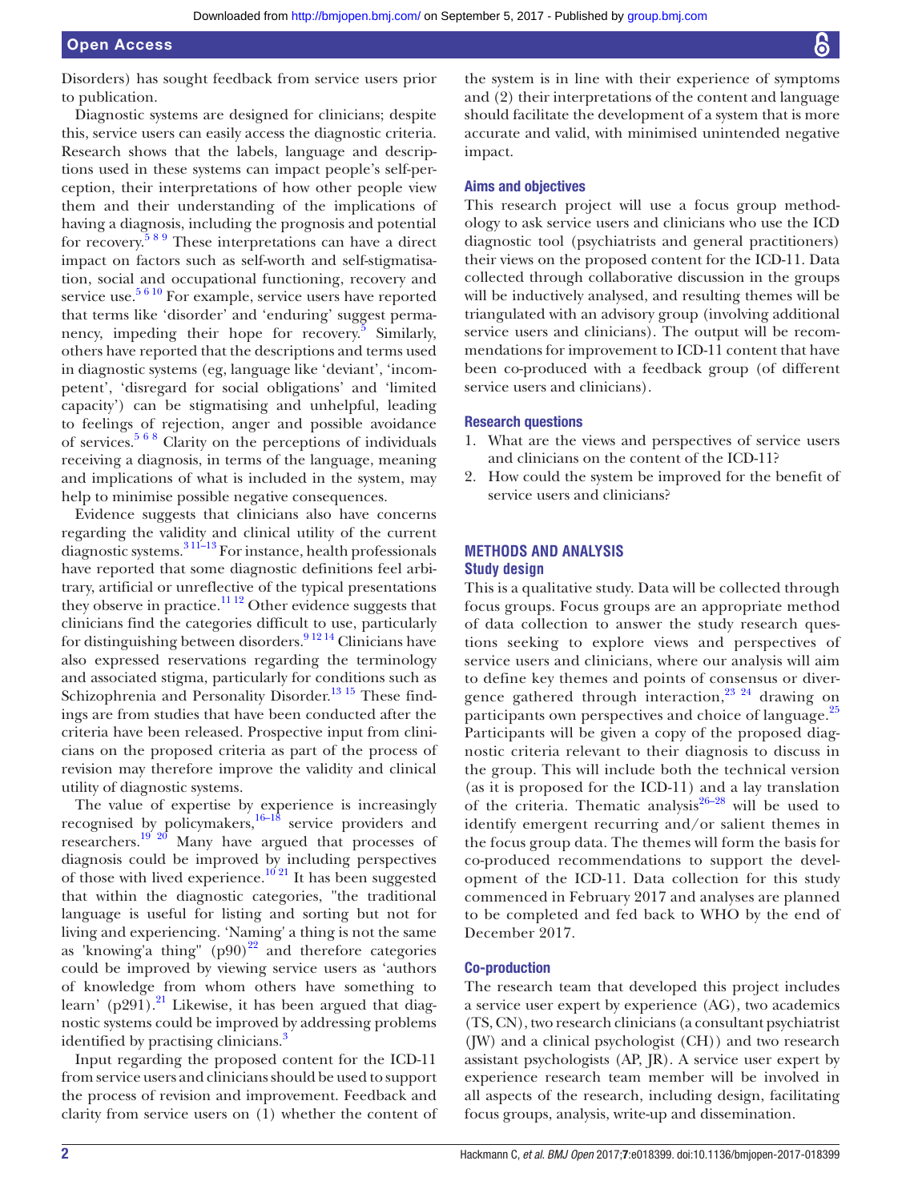Disorders) has sought feedback from service users prior to publication.

Diagnostic systems are designed for clinicians; despite this, service users can easily access the diagnostic criteria. Research shows that the labels, language and descriptions used in these systems can impact people's self-perception, their interpretations of how other people view them and their understanding of the implications of having a diagnosis, including the prognosis and potential for recovery.[5 8 9] These interpretations can have a direct impact on factors such as self-worth and self-stigmatisation, social and occupational functioning, recovery and service use.[5 6 10] For example, service users have reported that terms like 'disorder' and 'enduring' suggest permanency, impeding their hope for recovery.[5] Similarly, others have reported that the descriptions and terms used in diagnostic systems (eg, language like 'deviant', 'incompetent', 'disregard for social obligations' and 'limited capacity') can be stigmatising and unhelpful, leading to feelings of rejection, anger and possible avoidance of services.[5 6 8] Clarity on the perceptions of individuals receiving a diagnosis, in terms of the language, meaning and implications of what is included in the system, may help to minimise possible negative consequences.

Evidence suggests that clinicians also have concerns regarding the validity and clinical utility of the current diagnostic systems.[3 11–13] For instance, health professionals have reported that some diagnostic definitions feel arbitrary, artificial or unreflective of the typical presentations they observe in practice.[11 12] Other evidence suggests that clinicians find the categories difficult to use, particularly for distinguishing between disorders.[9 12 14] Clinicians have also expressed reservations regarding the terminology and associated stigma, particularly for conditions such as Schizophrenia and Personality Disorder.[13 15] These findings are from studies that have been conducted after the criteria have been released. Prospective input from clinicians on the proposed criteria as part of the process of revision may therefore improve the validity and clinical utility of diagnostic systems.

The value of expertise by experience is increasingly recognised by policymakers,[16–18] service providers and researchers.[19 20] Many have argued that processes of diagnosis could be improved by including perspectives of those with lived experience.[10 21] It has been suggested that within the diagnostic categories, "the traditional language is useful for listing and sorting but not for living and experiencing. 'Naming' a thing is not the same as 'knowing'a thing" (p90)[22] and therefore categories could be improved by viewing service users as 'authors of knowledge from whom others have something to learn' (p291).[21] Likewise, it has been argued that diagnostic systems could be improved by addressing problems identified by practising clinicians.[3]

Input regarding the proposed content for the ICD-11 from service users and clinicians should be used to support the process of revision and improvement. Feedback and clarity from service users on (1) whether the content of the system is in line with their experience of symptoms and (2) their interpretations of the content and language should facilitate the development of a system that is more accurate and valid, with minimised unintended negative impact.

### Aims and objectives

This research project will use a focus group methodology to ask service users and clinicians who use the ICD diagnostic tool (psychiatrists and general practitioners) their views on the proposed content for the ICD-11. Data collected through collaborative discussion in the groups will be inductively analysed, and resulting themes will be triangulated with an advisory group (involving additional service users and clinicians). The output will be recommendations for improvement to ICD-11 content that have been co-produced with a feedback group (of different service users and clinicians).

### Research questions

1. What are the views and perspectives of service users and clinicians on the content of the ICD-11?
2. How could the system be improved for the benefit of service users and clinicians?

## METHODS AND ANALYSIS

### Study design

This is a qualitative study. Data will be collected through focus groups. Focus groups are an appropriate method of data collection to answer the study research questions seeking to explore views and perspectives of service users and clinicians, where our analysis will aim to define key themes and points of consensus or divergence gathered through interaction,[23 24] drawing on participants own perspectives and choice of language.[25] Participants will be given a copy of the proposed diagnostic criteria relevant to their diagnosis to discuss in the group. This will include both the technical version (as it is proposed for the ICD-11) and a lay translation of the criteria. Thematic analysis[26–28] will be used to identify emergent recurring and/or salient themes in the focus group data. The themes will form the basis for co-produced recommendations to support the development of the ICD-11. Data collection for this study commenced in February 2017 and analyses are planned to be completed and fed back to WHO by the end of December 2017.

### Co-production

The research team that developed this project includes a service user expert by experience (AG), two academics (TS, CN), two research clinicians (a consultant psychiatrist (JW) and a clinical psychologist (CH)) and two research assistant psychologists (AP, JR). A service user expert by experience research team member will be involved in all aspects of the research, including design, facilitating focus groups, analysis, write-up and dissemination.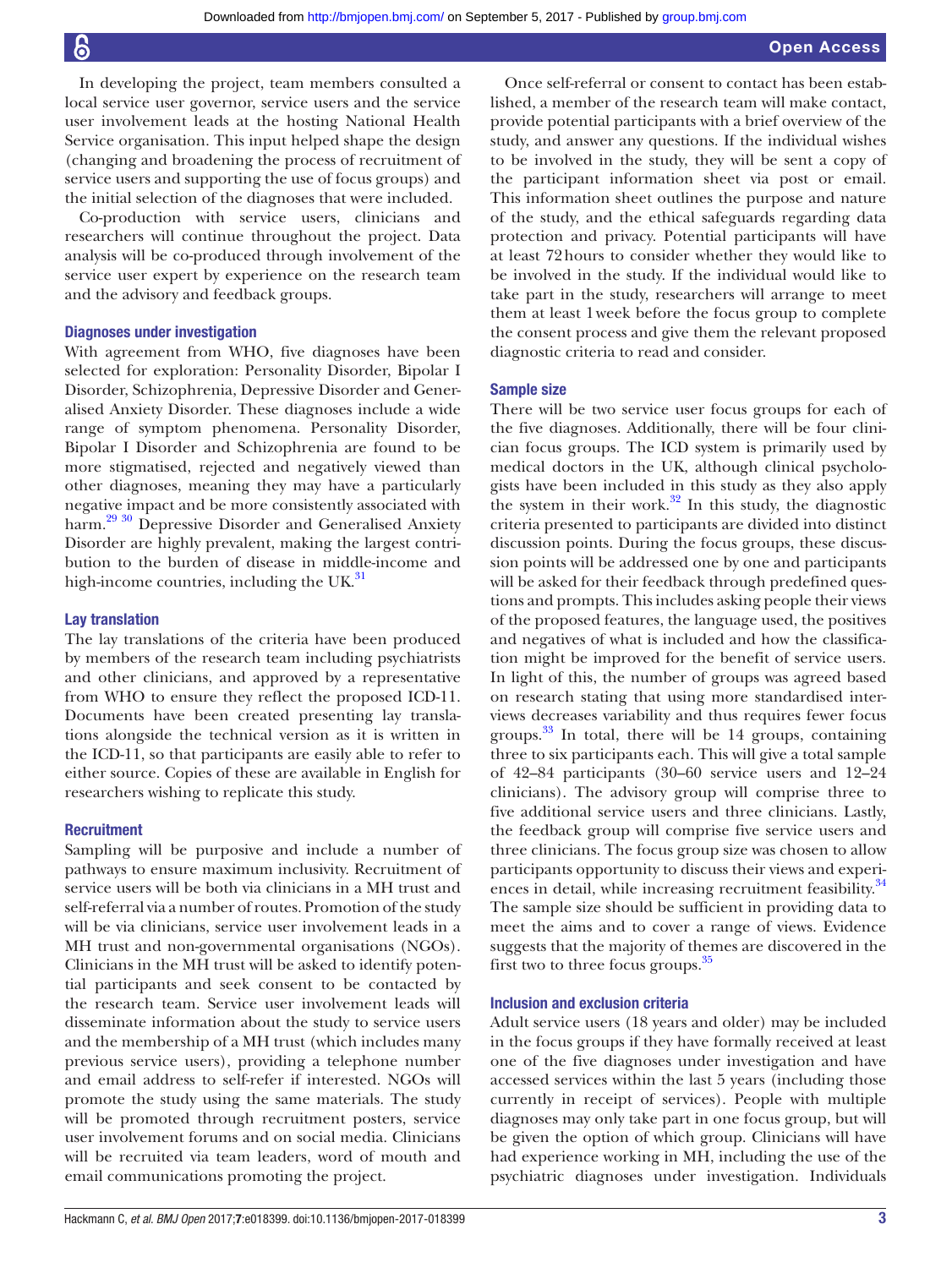In developing the project, team members consulted a local service user governor, service users and the service user involvement leads at the hosting National Health Service organisation. This input helped shape the design (changing and broadening the process of recruitment of service users and supporting the use of focus groups) and the initial selection of the diagnoses that were included.

Co-production with service users, clinicians and researchers will continue throughout the project. Data analysis will be co-produced through involvement of the service user expert by experience on the research team and the advisory and feedback groups.

### Diagnoses under investigation

With agreement from WHO, five diagnoses have been selected for exploration: Personality Disorder, Bipolar I Disorder, Schizophrenia, Depressive Disorder and Generalised Anxiety Disorder. These diagnoses include a wide range of symptom phenomena. Personality Disorder, Bipolar I Disorder and Schizophrenia are found to be more stigmatised, rejected and negatively viewed than other diagnoses, meaning they may have a particularly negative impact and be more consistently associated with harm.[29 30] Depressive Disorder and Generalised Anxiety Disorder are highly prevalent, making the largest contribution to the burden of disease in middle-income and high-income countries, including the UK.[31]

### Lay translation

The lay translations of the criteria have been produced by members of the research team including psychiatrists and other clinicians, and approved by a representative from WHO to ensure they reflect the proposed ICD-11. Documents have been created presenting lay translations alongside the technical version as it is written in the ICD-11, so that participants are easily able to refer to either source. Copies of these are available in English for researchers wishing to replicate this study.

### Recruitment

Sampling will be purposive and include a number of pathways to ensure maximum inclusivity. Recruitment of service users will be both via clinicians in a MH trust and self-referral via a number of routes. Promotion of the study will be via clinicians, service user involvement leads in a MH trust and non-governmental organisations (NGOs). Clinicians in the MH trust will be asked to identify potential participants and seek consent to be contacted by the research team. Service user involvement leads will disseminate information about the study to service users and the membership of a MH trust (which includes many previous service users), providing a telephone number and email address to self-refer if interested. NGOs will promote the study using the same materials. The study will be promoted through recruitment posters, service user involvement forums and on social media. Clinicians will be recruited via team leaders, word of mouth and email communications promoting the project.

Once self-referral or consent to contact has been established, a member of the research team will make contact, provide potential participants with a brief overview of the study, and answer any questions. If the individual wishes to be involved in the study, they will be sent a copy of the participant information sheet via post or email. This information sheet outlines the purpose and nature of the study, and the ethical safeguards regarding data protection and privacy. Potential participants will have at least 72 hours to consider whether they would like to be involved in the study. If the individual would like to take part in the study, researchers will arrange to meet them at least 1 week before the focus group to complete the consent process and give them the relevant proposed diagnostic criteria to read and consider.

### Sample size

There will be two service user focus groups for each of the five diagnoses. Additionally, there will be four clinician focus groups. The ICD system is primarily used by medical doctors in the UK, although clinical psychologists have been included in this study as they also apply the system in their work.[32] In this study, the diagnostic criteria presented to participants are divided into distinct discussion points. During the focus groups, these discussion points will be addressed one by one and participants will be asked for their feedback through predefined questions and prompts. This includes asking people their views of the proposed features, the language used, the positives and negatives of what is included and how the classification might be improved for the benefit of service users. In light of this, the number of groups was agreed based on research stating that using more standardised interviews decreases variability and thus requires fewer focus groups.[33] In total, there will be 14 groups, containing three to six participants each. This will give a total sample of 42–84 participants (30–60 service users and 12–24 clinicians). The advisory group will comprise three to five additional service users and three clinicians. Lastly, the feedback group will comprise five service users and three clinicians. The focus group size was chosen to allow participants opportunity to discuss their views and experiences in detail, while increasing recruitment feasibility.[34] The sample size should be sufficient in providing data to meet the aims and to cover a range of views. Evidence suggests that the majority of themes are discovered in the first two to three focus groups.[35]

### Inclusion and exclusion criteria

Adult service users (18 years and older) may be included in the focus groups if they have formally received at least one of the five diagnoses under investigation and have accessed services within the last 5 years (including those currently in receipt of services). People with multiple diagnoses may only take part in one focus group, but will be given the option of which group. Clinicians will have had experience working in MH, including the use of the psychiatric diagnoses under investigation. Individuals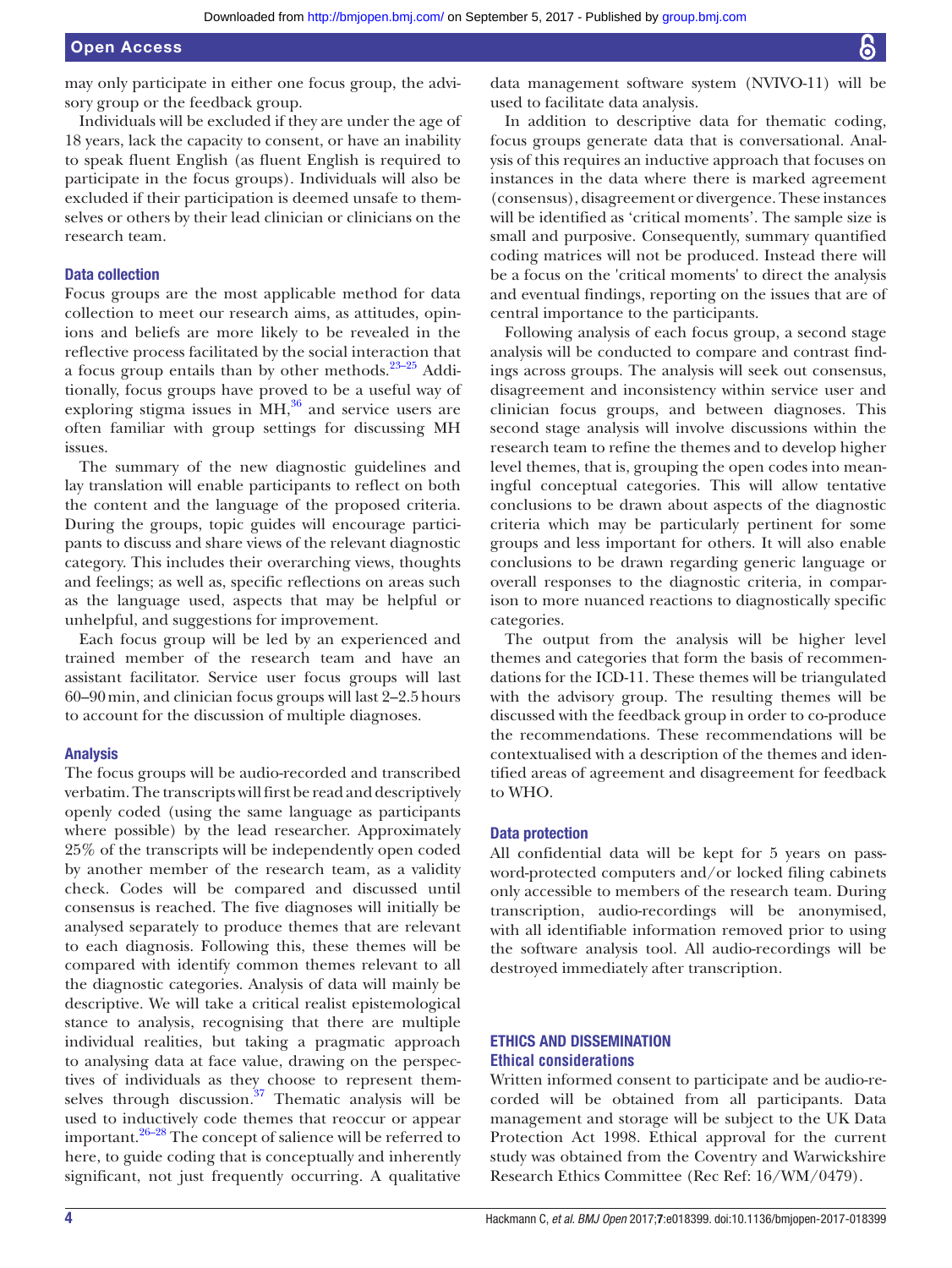may only participate in either one focus group, the advisory group or the feedback group.

Individuals will be excluded if they are under the age of 18 years, lack the capacity to consent, or have an inability to speak fluent English (as fluent English is required to participate in the focus groups). Individuals will also be excluded if their participation is deemed unsafe to themselves or others by their lead clinician or clinicians on the research team.

### Data collection

Focus groups are the most applicable method for data collection to meet our research aims, as attitudes, opinions and beliefs are more likely to be revealed in the reflective process facilitated by the social interaction that a focus group entails than by other methods.[23–25] Additionally, focus groups have proved to be a useful way of exploring stigma issues in MH,[36] and service users are often familiar with group settings for discussing MH issues.

The summary of the new diagnostic guidelines and lay translation will enable participants to reflect on both the content and the language of the proposed criteria. During the groups, topic guides will encourage participants to discuss and share views of the relevant diagnostic category. This includes their overarching views, thoughts and feelings; as well as, specific reflections on areas such as the language used, aspects that may be helpful or unhelpful, and suggestions for improvement.

Each focus group will be led by an experienced and trained member of the research team and have an assistant facilitator. Service user focus groups will last 60–90 min, and clinician focus groups will last 2–2.5 hours to account for the discussion of multiple diagnoses.

### Analysis

The focus groups will be audio-recorded and transcribed verbatim. The transcripts will first be read and descriptively openly coded (using the same language as participants where possible) by the lead researcher. Approximately 25% of the transcripts will be independently open coded by another member of the research team, as a validity check. Codes will be compared and discussed until consensus is reached. The five diagnoses will initially be analysed separately to produce themes that are relevant to each diagnosis. Following this, these themes will be compared with identify common themes relevant to all the diagnostic categories. Analysis of data will mainly be descriptive. We will take a critical realist epistemological stance to analysis, recognising that there are multiple individual realities, but taking a pragmatic approach to analysing data at face value, drawing on the perspectives of individuals as they choose to represent themselves through discussion.[37] Thematic analysis will be used to inductively code themes that reoccur or appear important.[26–28] The concept of salience will be referred to here, to guide coding that is conceptually and inherently significant, not just frequently occurring. A qualitative data management software system (NVIVO-11) will be used to facilitate data analysis.

In addition to descriptive data for thematic coding, focus groups generate data that is conversational. Analysis of this requires an inductive approach that focuses on instances in the data where there is marked agreement (consensus), disagreement or divergence. These instances will be identified as 'critical moments'. The sample size is small and purposive. Consequently, summary quantified coding matrices will not be produced. Instead there will be a focus on the 'critical moments' to direct the analysis and eventual findings, reporting on the issues that are of central importance to the participants.

Following analysis of each focus group, a second stage analysis will be conducted to compare and contrast findings across groups. The analysis will seek out consensus, disagreement and inconsistency within service user and clinician focus groups, and between diagnoses. This second stage analysis will involve discussions within the research team to refine the themes and to develop higher level themes, that is, grouping the open codes into meaningful conceptual categories. This will allow tentative conclusions to be drawn about aspects of the diagnostic criteria which may be particularly pertinent for some groups and less important for others. It will also enable conclusions to be drawn regarding generic language or overall responses to the diagnostic criteria, in comparison to more nuanced reactions to diagnostically specific categories.

The output from the analysis will be higher level themes and categories that form the basis of recommendations for the ICD-11. These themes will be triangulated with the advisory group. The resulting themes will be discussed with the feedback group in order to co-produce the recommendations. These recommendations will be contextualised with a description of the themes and identified areas of agreement and disagreement for feedback to WHO.

### Data protection

All confidential data will be kept for 5 years on password-protected computers and/or locked filing cabinets only accessible to members of the research team. During transcription, audio-recordings will be anonymised, with all identifiable information removed prior to using the software analysis tool. All audio-recordings will be destroyed immediately after transcription.

## ETHICS AND DISSEMINATION

### Ethical considerations

Written informed consent to participate and be audio-recorded will be obtained from all participants. Data management and storage will be subject to the UK Data Protection Act 1998. Ethical approval for the current study was obtained from the Coventry and Warwickshire Research Ethics Committee (Rec Ref: 16/WM/0479).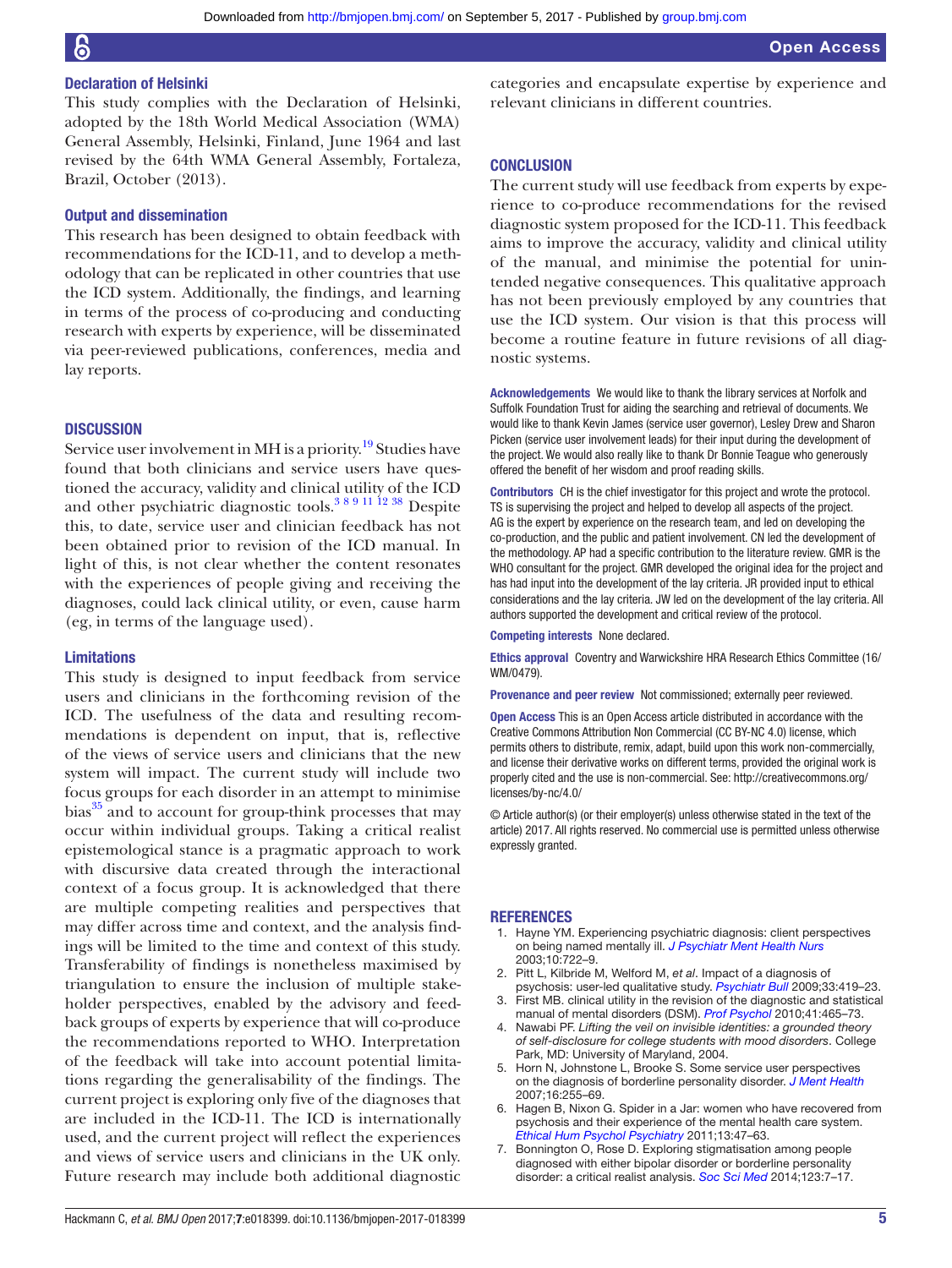### Declaration of Helsinki

This study complies with the Declaration of Helsinki, adopted by the 18th World Medical Association (WMA) General Assembly, Helsinki, Finland, June 1964 and last revised by the 64th WMA General Assembly, Fortaleza, Brazil, October (2013).

### Output and dissemination

This research has been designed to obtain feedback with recommendations for the ICD-11, and to develop a methodology that can be replicated in other countries that use the ICD system. Additionally, the findings, and learning in terms of the process of co-producing and conducting research with experts by experience, will be disseminated via peer-reviewed publications, conferences, media and lay reports.

## DISCUSSION

Service user involvement in MH is a priority.[19] Studies have found that both clinicians and service users have questioned the accuracy, validity and clinical utility of the ICD and other psychiatric diagnostic tools.[3 8 9 11 12 38] Despite this, to date, service user and clinician feedback has not been obtained prior to revision of the ICD manual. In light of this, is not clear whether the content resonates with the experiences of people giving and receiving the diagnoses, could lack clinical utility, or even, cause harm (eg, in terms of the language used).

### Limitations

This study is designed to input feedback from service users and clinicians in the forthcoming revision of the ICD. The usefulness of the data and resulting recommendations is dependent on input, that is, reflective of the views of service users and clinicians that the new system will impact. The current study will include two focus groups for each disorder in an attempt to minimise bias[35] and to account for group-think processes that may occur within individual groups. Taking a critical realist epistemological stance is a pragmatic approach to work with discursive data created through the interactional context of a focus group. It is acknowledged that there are multiple competing realities and perspectives that may differ across time and context, and the analysis findings will be limited to the time and context of this study. Transferability of findings is nonetheless maximised by triangulation to ensure the inclusion of multiple stakeholder perspectives, enabled by the advisory and feedback groups of experts by experience that will co-produce the recommendations reported to WHO. Interpretation of the feedback will take into account potential limitations regarding the generalisability of the findings. The current project is exploring only five of the diagnoses that are included in the ICD-11. The ICD is internationally used, and the current project will reflect the experiences and views of service users and clinicians in the UK only. Future research may include both additional diagnostic categories and encapsulate expertise by experience and relevant clinicians in different countries.

## CONCLUSION

The current study will use feedback from experts by experience to co-produce recommendations for the revised diagnostic system proposed for the ICD-11. This feedback aims to improve the accuracy, validity and clinical utility of the manual, and minimise the potential for unintended negative consequences. This qualitative approach has not been previously employed by any countries that use the ICD system. Our vision is that this process will become a routine feature in future revisions of all diagnostic systems.

**Acknowledgements** We would like to thank the library services at Norfolk and Suffolk Foundation Trust for aiding the searching and retrieval of documents. We would like to thank Kevin James (service user governor), Lesley Drew and Sharon Picken (service user involvement leads) for their input during the development of the project. We would also really like to thank Dr Bonnie Teague who generously offered the benefit of her wisdom and proof reading skills.

**Contributors** CH is the chief investigator for this project and wrote the protocol. TS is supervising the project and helped to develop all aspects of the project. AG is the expert by experience on the research team, and led on developing the co-production, and the public and patient involvement. CN led the development of the methodology. AP had a specific contribution to the literature review. GMR is the WHO consultant for the project. GMR developed the original idea for the project and has had input into the development of the lay criteria. JR provided input to ethical considerations and the lay criteria. JW led on the development of the lay criteria. All authors supported the development and critical review of the protocol.

**Competing interests** None declared.

**Ethics approval** Coventry and Warwickshire HRA Research Ethics Committee (16/WM/0479).

**Provenance and peer review** Not commissioned; externally peer reviewed.

**Open Access** This is an Open Access article distributed in accordance with the Creative Commons Attribution Non Commercial (CC BY-NC 4.0) license, which permits others to distribute, remix, adapt, build upon this work non-commercially, and license their derivative works on different terms, provided the original work is properly cited and the use is non-commercial. See: http://creativecommons.org/licenses/by-nc/4.0/

© Article author(s) (or their employer(s) unless otherwise stated in the text of the article) 2017. All rights reserved. No commercial use is permitted unless otherwise expressly granted.

## REFERENCES

1. Hayne YM. Experiencing psychiatric diagnosis: client perspectives on being named mentally ill. *J Psychiatr Ment Health Nurs* 2003;10:722–9.
2. Pitt L, Kilbride M, Welford M, *et al*. Impact of a diagnosis of psychosis: user-led qualitative study. *Psychiatr Bull* 2009;33:419–23.
3. First MB. clinical utility in the revision of the diagnostic and statistical manual of mental disorders (DSM). *Prof Psychol* 2010;41:465–73.
4. Nawabi PF. *Lifting the veil on invisible identities: a grounded theory of self-disclosure for college students with mood disorders*. College Park, MD: University of Maryland, 2004.
5. Horn N, Johnstone L, Brooke S. Some service user perspectives on the diagnosis of borderline personality disorder. *J Ment Health* 2007;16:255–69.
6. Hagen B, Nixon G. Spider in a Jar: women who have recovered from psychosis and their experience of the mental health care system. *Ethical Hum Psychol Psychiatry* 2011;13:47–63.
7. Bonnington O, Rose D. Exploring stigmatisation among people diagnosed with either bipolar disorder or borderline personality disorder: a critical realist analysis. *Soc Sci Med* 2014;123:7–17.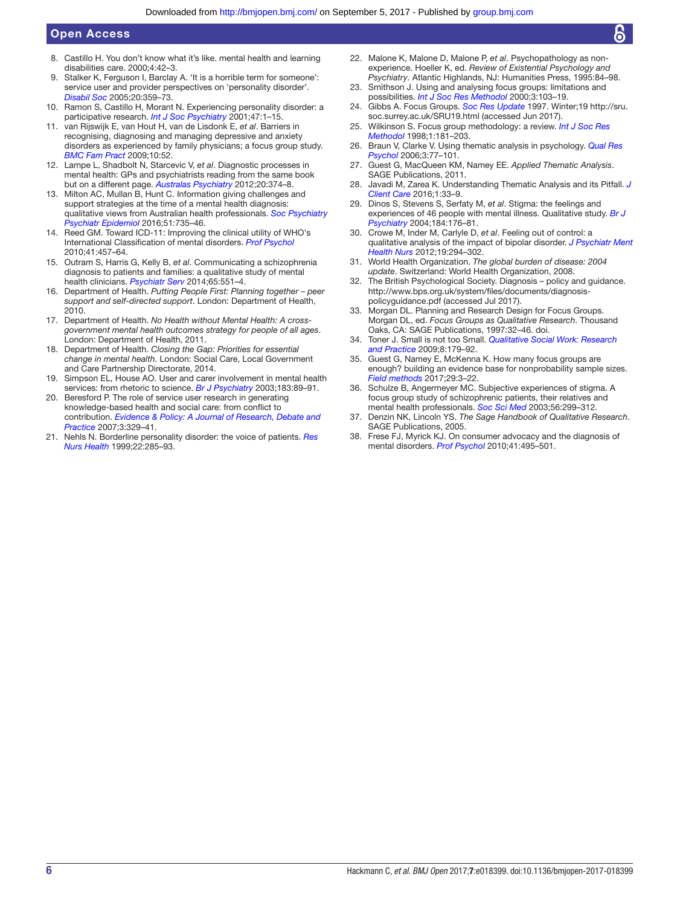8. Castillo H. You don't know what it's like. mental health and learning disabilities care. 2000;4:42–3.
9. Stalker K, Ferguson I, Barclay A. 'It is a horrible term for someone': service user and provider perspectives on 'personality disorder'. *Disabil Soc* 2005;20:359–73.
10. Ramon S, Castillo H, Morant N. Experiencing personality disorder: a participative research. *Int J Soc Psychiatry* 2001;47:1–15.
11. van Rijswijk E, van Hout H, van de Lisdonk E, *et al*. Barriers in recognising, diagnosing and managing depressive and anxiety disorders as experienced by family physicians; a focus group study. *BMC Fam Pract* 2009;10:52.
12. Lampe L, Shadbolt N, Starcevic V, *et al*. Diagnostic processes in mental health: GPs and psychiatrists reading from the same book but on a different page. *Australas Psychiatry* 2012;20:374–8.
13. Milton AC, Mullan B, Hunt C. Information giving challenges and support strategies at the time of a mental health diagnosis: qualitative views from Australian health professionals. *Soc Psychiatry Psychiatr Epidemiol* 2016;51:735–46.
14. Reed GM. Toward ICD-11: Improving the clinical utility of WHO's International Classification of mental disorders. *Prof Psychol* 2010;41:457–64.
15. Outram S, Harris G, Kelly B, *et al*. Communicating a schizophrenia diagnosis to patients and families: a qualitative study of mental health clinicians. *Psychiatr Serv* 2014;65:551–4.
16. Department of Health. *Putting People First: Planning together – peer support and self-directed support*. London: Department of Health, 2010.
17. Department of Health. *No Health without Mental Health: A cross-government mental health outcomes strategy for people of all ages*. London: Department of Health, 2011.
18. Department of Health. *Closing the Gap: Priorities for essential change in mental health*. London: Social Care, Local Government and Care Partnership Directorate, 2014.
19. Simpson EL, House AO. User and carer involvement in mental health services: from rhetoric to science. *Br J Psychiatry* 2003;183:89–91.
20. Beresford P. The role of service user research in generating knowledge-based health and social care: from conflict to contribution. *Evidence & Policy: A Journal of Research, Debate and Practice* 2007;3:329–41.
21. Nehls N. Borderline personality disorder: the voice of patients. *Res Nurs Health* 1999;22:285–93.
22. Malone K, Malone D, Malone P, *et al*. Psychopathology as non-experience. Hoeller K, ed. *Review of Existential Psychology and Psychiatry*. Atlantic Highlands, NJ: Humanities Press, 1995:84–98.
23. Smithson J. Using and analysing focus groups: limitations and possibilities. *Int J Soc Res Methodol* 2000;3:103–19.
24. Gibbs A. Focus Groups. *Soc Res Update* 1997. Winter;19 http://sru.soc.surrey.ac.uk/SRU19.html (accessed Jun 2017).
25. Wilkinson S. Focus group methodology: a review. *Int J Soc Res Methodol* 1998;1:181–203.
26. Braun V, Clarke V. Using thematic analysis in psychology. *Qual Res Psychol* 2006;3:77–101.
27. Guest G, MacQueen KM, Namey EE. *Applied Thematic Analysis*. SAGE Publications, 2011.
28. Javadi M, Zarea K. Understanding Thematic Analysis and its Pitfall. *J Client Care* 2016;1:33–9.
29. Dinos S, Stevens S, Serfaty M, *et al*. Stigma: the feelings and experiences of 46 people with mental illness. Qualitative study. *Br J Psychiatry* 2004;184:176–81.
30. Crowe M, Inder M, Carlyle D, *et al*. Feeling out of control: a qualitative analysis of the impact of bipolar disorder. *J Psychiatr Ment Health Nurs* 2012;19:294–302.
31. World Health Organization. *The global burden of disease: 2004 update*. Switzerland: World Health Organization, 2008.
32. The British Psychological Society. Diagnosis – policy and guidance. http://www.bps.org.uk/system/files/documents/diagnosis-policyguidance.pdf (accessed Jul 2017).
33. Morgan DL. Planning and Research Design for Focus Groups. Morgan DL, ed. *Focus Groups as Qualitative Research*. Thousand Oaks, CA: SAGE Publications, 1997:32–46. doi.
34. Toner J. Small is not too Small. *Qualitative Social Work: Research and Practice* 2009;8:179–92.
35. Guest G, Namey E, McKenna K. How many focus groups are enough? building an evidence base for nonprobability sample sizes. *Field methods* 2017;29:3–22.
36. Schulze B, Angermeyer MC. Subjective experiences of stigma. A focus group study of schizophrenic patients, their relatives and mental health professionals. *Soc Sci Med* 2003;56:299–312.
37. Denzin NK, Lincoln YS. *The Sage Handbook of Qualitative Research*. SAGE Publications, 2005.
38. Frese FJ, Myrick KJ. On consumer advocacy and the diagnosis of mental disorders. *Prof Psychol* 2010;41:495–501.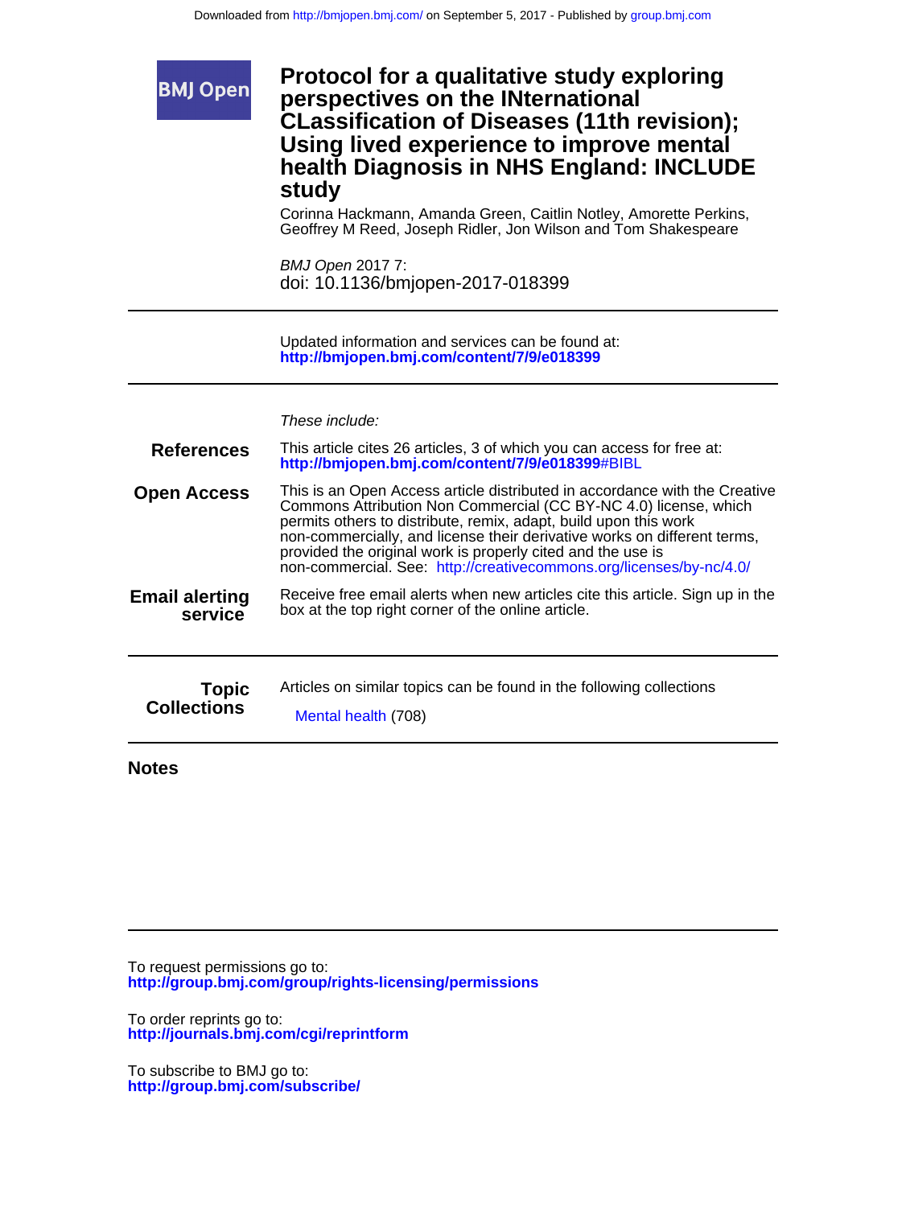BMJ Open

# Protocol for a qualitative study exploring perspectives on the INternational CLassification of Diseases (11th revision); Using lived experience to improve mental health Diagnosis in NHS England: INCLUDE study

Corinna Hackmann, Amanda Green, Caitlin Notley, Amorette Perkins, Geoffrey M Reed, Joseph Ridler, Jon Wilson and Tom Shakespeare

*BMJ Open* 2017 7:
doi: 10.1136/bmjopen-2017-018399

Updated information and services can be found at:
**http://bmjopen.bmj.com/content/7/9/e018399**

*These include:*

**References**
This article cites 26 articles, 3 of which you can access for free at:
**http://bmjopen.bmj.com/content/7/9/e018399**#BIBL

**Open Access**
This is an Open Access article distributed in accordance with the Creative Commons Attribution Non Commercial (CC BY-NC 4.0) license, which permits others to distribute, remix, adapt, build upon this work non-commercially, and license their derivative works on different terms, provided the original work is properly cited and the use is non-commercial. See: http://creativecommons.org/licenses/by-nc/4.0/

**Email alerting service**
Receive free email alerts when new articles cite this article. Sign up in the box at the top right corner of the online article.

**Topic Collections**
Articles on similar topics can be found in the following collections

Mental health (708)

## Notes

To request permissions go to:
**http://group.bmj.com/group/rights-licensing/permissions**

To order reprints go to:
**http://journals.bmj.com/cgi/reprintform**

To subscribe to BMJ go to:
**http://group.bmj.com/subscribe/**